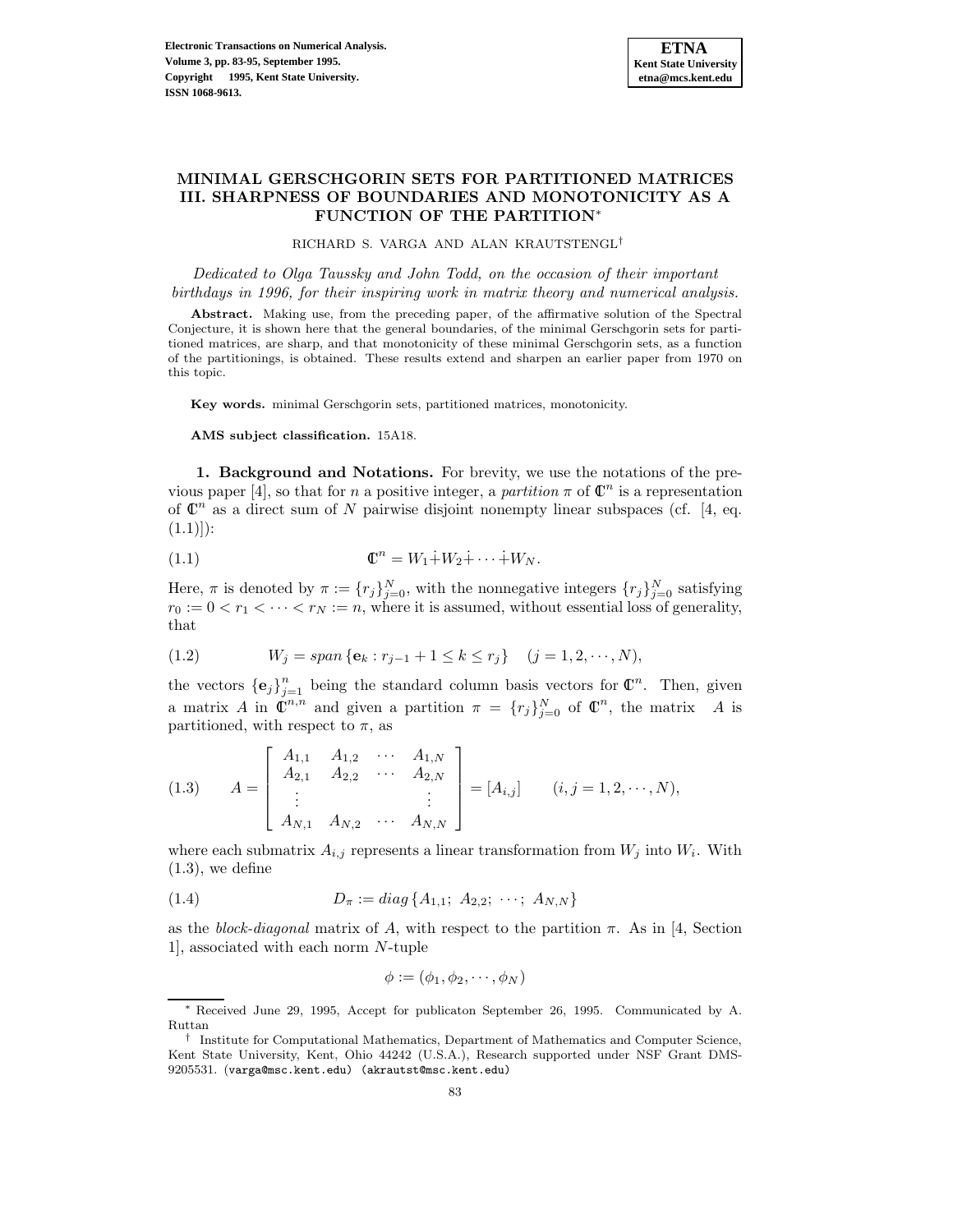# MINIMAL GERSCHGORIN SETS FOR PARTITIONED MATRICES III. SHARPNESS OF BOUNDARIES AND MONOTONICITY AS A FUNCTION OF THE PARTITION*

RICHARD S. VARGA AND ALAN KRAUTSTENGL†

*Dedicated to Olga Taussky and John Todd, on the occasion of their important birthdays in 1996, for their inspiring work in matrix theory and numerical analysis.*

**Abstract.** Making use, from the preceding paper, of the affirmative solution of the Spectral Conjecture, it is shown here that the general boundaries, of the minimal Gerschgorin sets for partitioned matrices, are sharp, and that monotonicity of these minimal Gerschgorin sets, as a function of the partitionings, is obtained. These results extend and sharpen an earlier paper from 1970 on this topic.

**Key words.** minimal Gerschgorin sets, partitioned matrices, monotonicity.

**AMS subject classification.** 15A18.

**1. Background and Notations.** For brevity, we use the notations of the previous paper [4], so that for $n$ a positive integer, a *partition* $\pi$ of $\mathbb{C}^n$ is a representation of $\mathbb{C}^n$ as a direct sum of $N$ pairwise disjoint nonempty linear subspaces (cf. [4, eq. (1.1)]):

$$\mathbb{C}^n = W_1 \dot{+} W_2 \dot{+} \cdots \dot{+} W_N. \tag{1.1}$$

Here, $\pi$ is denoted by $\pi := \{r_j\}_{j=0}^N$, with the nonnegative integers $\{r_j\}_{j=0}^N$ satisfying $r_0 := 0 < r_1 < \cdots < r_N := n$, where it is assumed, without essential loss of generality, that

$$W_j = span\,\{\mathbf{e}_k : r_{j-1}+1 \le k \le r_j\} \quad (j = 1, 2, \cdots, N), \tag{1.2}$$

the vectors $\{\mathbf{e}_j\}_{j=1}^n$ being the standard column basis vectors for $\mathbb{C}^n$. Then, given a matrix $A$ in $\mathbb{C}^{n,n}$ and given a partition $\pi = \{r_j\}_{j=0}^N$ of $\mathbb{C}^n$, the matrix $A$ is partitioned, with respect to $\pi$, as

$$A = \begin{bmatrix} A_{1,1} & A_{1,2} & \cdots & A_{1,N} \\ A_{2,1} & A_{2,2} & \cdots & A_{2,N} \\ \vdots & & & \vdots \\ A_{N,1} & A_{N,2} & \cdots & A_{N,N} \end{bmatrix} = [A_{i,j}] \qquad (i, j = 1, 2, \cdots, N), \tag{1.3}$$

where each submatrix $A_{i,j}$ represents a linear transformation from $W_j$ into $W_i$. With (1.3), we define

$$D_\pi := diag\,\{A_{1,1};\ A_{2,2};\ \cdots;\ A_{N,N}\} \tag{1.4}$$

as the *block-diagonal* matrix of $A$, with respect to the partition $\pi$. As in [4, Section 1], associated with each norm $N$-tuple

$$\phi := (\phi_1, \phi_2, \cdots, \phi_N)$$

---

* Received June 29, 1995, Accept for publicaton September 26, 1995. Communicated by A. Ruttan

† Institute for Computational Mathematics, Department of Mathematics and Computer Science, Kent State University, Kent, Ohio 44242 (U.S.A.), Research supported under NSF Grant DMS-9205531. (varga@msc.kent.edu) (akrautst@msc.kent.edu)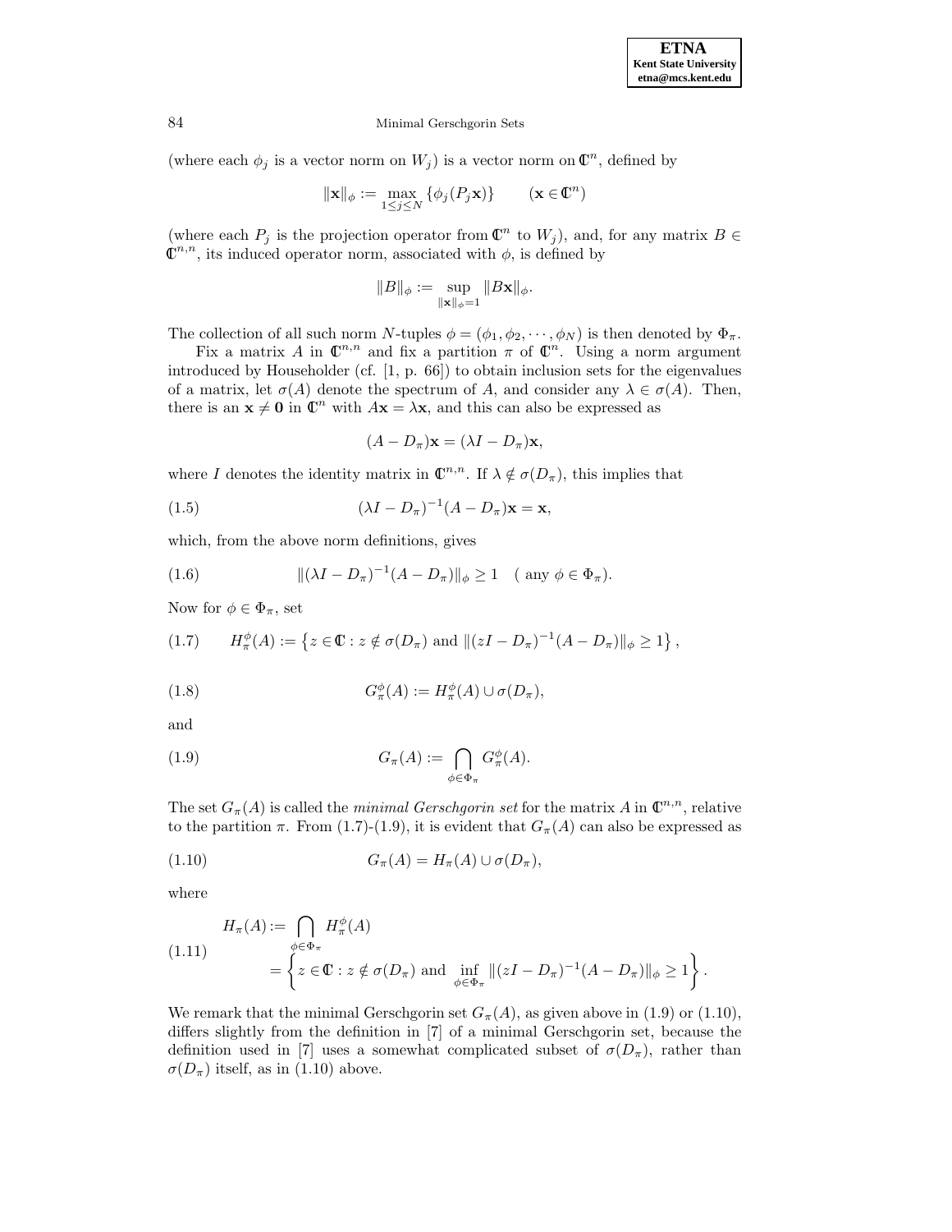(where each $\phi_j$ is a vector norm on $W_j$) is a vector norm on $\mathbb{C}^n$, defined by

$$\|\mathbf{x}\|_\phi := \max_{1 \le j \le N} \{\phi_j(P_j\mathbf{x})\} \qquad (\mathbf{x} \in \mathbb{C}^n)$$

(where each $P_j$ is the projection operator from $\mathbb{C}^n$ to $W_j$), and, for any matrix $B \in \mathbb{C}^{n,n}$, its induced operator norm, associated with $\phi$, is defined by

$$\|B\|_\phi := \sup_{\|\mathbf{x}\|_\phi = 1} \|B\mathbf{x}\|_\phi.$$

The collection of all such norm $N$-tuples $\phi = (\phi_1, \phi_2, \cdots, \phi_N)$ is then denoted by $\Phi_\pi$.

Fix a matrix $A$ in $\mathbb{C}^{n,n}$ and fix a partition $\pi$ of $\mathbb{C}^n$. Using a norm argument introduced by Householder (cf. [1, p. 66]) to obtain inclusion sets for the eigenvalues of a matrix, let $\sigma(A)$ denote the spectrum of $A$, and consider any $\lambda \in \sigma(A)$. Then, there is an $\mathbf{x} \neq \mathbf{0}$ in $\mathbb{C}^n$ with $A\mathbf{x} = \lambda\mathbf{x}$, and this can also be expressed as

$$(A - D_\pi)\mathbf{x} = (\lambda I - D_\pi)\mathbf{x},$$

where $I$ denotes the identity matrix in $\mathbb{C}^{n,n}$. If $\lambda \notin \sigma(D_\pi)$, this implies that

$$(1.5) \qquad (\lambda I - D_\pi)^{-1}(A - D_\pi)\mathbf{x} = \mathbf{x},$$

which, from the above norm definitions, gives

$$(1.6) \qquad \|(\lambda I - D_\pi)^{-1}(A - D_\pi)\|_\phi \ge 1 \quad (\text{ any } \phi \in \Phi_\pi).$$

Now for $\phi \in \Phi_\pi$, set

$$(1.7) \qquad H_\pi^\phi(A) := \left\{ z \in \mathbb{C} : z \notin \sigma(D_\pi) \text{ and } \|(zI - D_\pi)^{-1}(A - D_\pi)\|_\phi \ge 1 \right\},$$

$$(1.8) \qquad G_\pi^\phi(A) := H_\pi^\phi(A) \cup \sigma(D_\pi),$$

and

$$(1.9) \qquad G_\pi(A) := \bigcap_{\phi \in \Phi_\pi} G_\pi^\phi(A).$$

The set $G_\pi(A)$ is called the *minimal Gerschgorin set* for the matrix $A$ in $\mathbb{C}^{n,n}$, relative to the partition $\pi$. From (1.7)-(1.9), it is evident that $G_\pi(A)$ can also be expressed as

$$(1.10) \qquad G_\pi(A) = H_\pi(A) \cup \sigma(D_\pi),$$

where

$$(1.11) \qquad \begin{aligned} H_\pi(A) &:= \bigcap_{\phi \in \Phi_\pi} H_\pi^\phi(A) \\ &= \left\{ z \in \mathbb{C} : z \notin \sigma(D_\pi) \text{ and } \inf_{\phi \in \Phi_\pi} \|(zI - D_\pi)^{-1}(A - D_\pi)\|_\phi \ge 1 \right\}. \end{aligned}$$

We remark that the minimal Gerschgorin set $G_\pi(A)$, as given above in (1.9) or (1.10), differs slightly from the definition in [7] of a minimal Gerschgorin set, because the definition used in [7] uses a somewhat complicated subset of $\sigma(D_\pi)$, rather than $\sigma(D_\pi)$ itself, as in (1.10) above.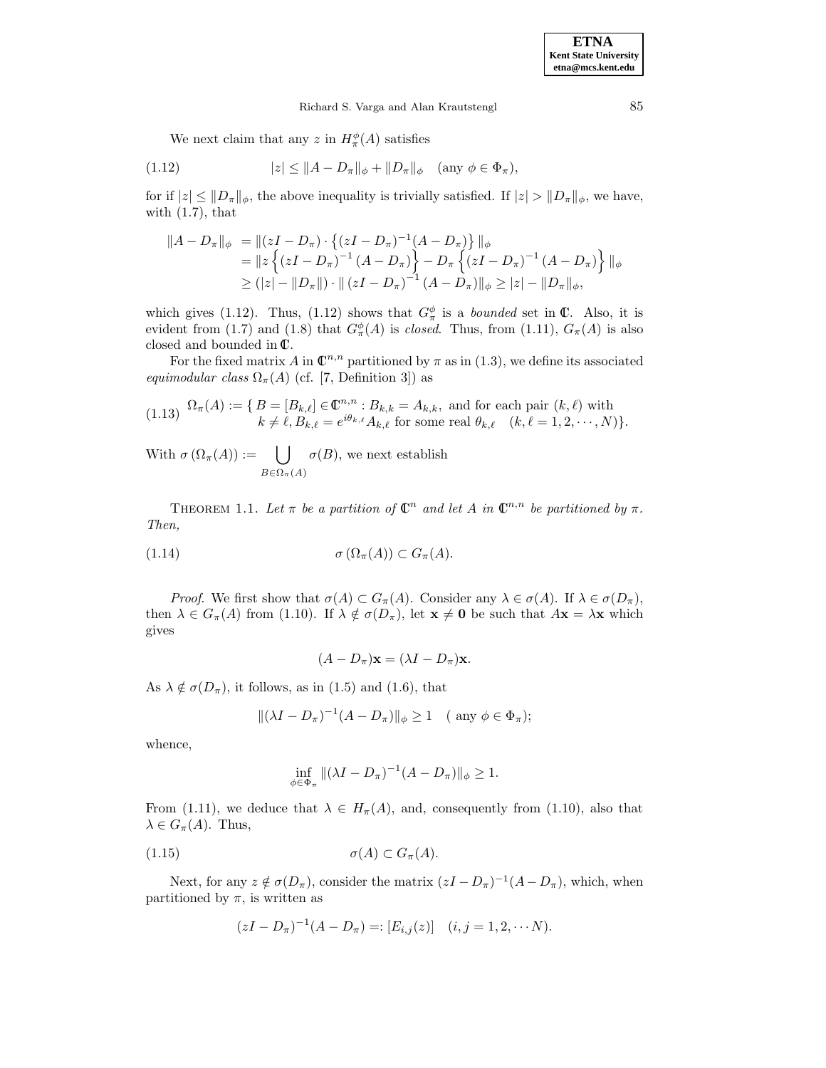We next claim that any $z$ in $H_\pi^\phi(A)$ satisfies

$$|z| \leq \|A - D_\pi\|_\phi + \|D_\pi\|_\phi \quad (\text{any } \phi \in \Phi_\pi), \tag{1.12}$$

for if $|z| \leq \|D_\pi\|_\phi$, the above inequality is trivially satisfied. If $|z| > \|D_\pi\|_\phi$, we have, with (1.7), that

$$\begin{aligned}
\|A - D_\pi\|_\phi &= \|(zI - D_\pi) \cdot \left\{(zI - D_\pi)^{-1}(A - D_\pi)\right\}\|_\phi \\
&= \|z\left\{(zI - D_\pi)^{-1}(A - D_\pi)\right\} - D_\pi\left\{(zI - D_\pi)^{-1}(A - D_\pi)\right\}\|_\phi \\
&\geq (|z| - \|D_\pi\|) \cdot \|(zI - D_\pi)^{-1}(A - D_\pi)\|_\phi \geq |z| - \|D_\pi\|_\phi,
\end{aligned}$$

which gives (1.12). Thus, (1.12) shows that $G_\pi^\phi$ is a *bounded* set in $\mathbb{C}$. Also, it is evident from (1.7) and (1.8) that $G_\pi^\phi(A)$ is *closed*. Thus, from (1.11), $G_\pi(A)$ is also closed and bounded in $\mathbb{C}$.

For the fixed matrix $A$ in $\mathbb{C}^{n,n}$ partitioned by $\pi$ as in (1.3), we define its associated *equimodular class* $\Omega_\pi(A)$ (cf. [7, Definition 3]) as

$$\begin{aligned}\Omega_\pi(A) := \{\, B = [B_{k,\ell}] \in \mathbb{C}^{n,n} : B_{k,k} = A_{k,k}, \text{ and for each pair } (k,\ell) \text{ with} \\ k \neq \ell, B_{k,\ell} = e^{i\theta_{k,\ell}} A_{k,\ell} \text{ for some real } \theta_{k,\ell} \quad (k,\ell = 1,2,\cdots,N)\}.\end{aligned} \tag{1.13}$$

With $\sigma(\Omega_\pi(A)) := \bigcup_{B \in \Omega_\pi(A)} \sigma(B)$, we next establish

THEOREM 1.1. *Let $\pi$ be a partition of $\mathbb{C}^n$ and let $A$ in $\mathbb{C}^{n,n}$ be partitioned by $\pi$. Then,*

$$\sigma(\Omega_\pi(A)) \subset G_\pi(A). \tag{1.14}$$

*Proof*. We first show that $\sigma(A) \subset G_\pi(A)$. Consider any $\lambda \in \sigma(A)$. If $\lambda \in \sigma(D_\pi)$, then $\lambda \in G_\pi(A)$ from (1.10). If $\lambda \notin \sigma(D_\pi)$, let $\mathbf{x} \neq \mathbf{0}$ be such that $A\mathbf{x} = \lambda\mathbf{x}$ which gives

$$(A - D_\pi)\mathbf{x} = (\lambda I - D_\pi)\mathbf{x}.$$

As $\lambda \notin \sigma(D_\pi)$, it follows, as in (1.5) and (1.6), that

$$\|(\lambda I - D_\pi)^{-1}(A - D_\pi)\|_\phi \geq 1 \quad (\text{ any } \phi \in \Phi_\pi);$$

whence,

$$\inf_{\phi \in \Phi_\pi} \|(\lambda I - D_\pi)^{-1}(A - D_\pi)\|_\phi \geq 1.$$

From (1.11), we deduce that $\lambda \in H_\pi(A)$, and, consequently from (1.10), also that $\lambda \in G_\pi(A)$. Thus,

$$\sigma(A) \subset G_\pi(A). \tag{1.15}$$

Next, for any $z \notin \sigma(D_\pi)$, consider the matrix $(zI - D_\pi)^{-1}(A - D_\pi)$, which, when partitioned by $\pi$, is written as

$$(zI - D_\pi)^{-1}(A - D_\pi) =: [E_{i,j}(z)] \quad (i,j = 1,2,\cdots N).$$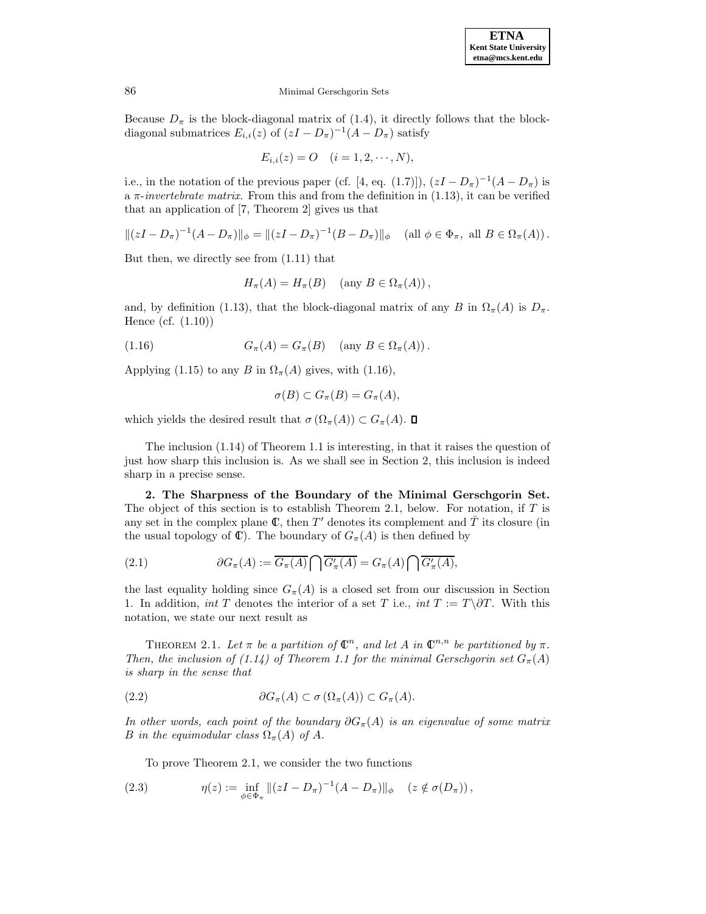Because $D_\pi$ is the block-diagonal matrix of (1.4), it directly follows that the block-diagonal submatrices $E_{i,i}(z)$ of $(zI - D_\pi)^{-1}(A - D_\pi)$ satisfy

$$E_{i,i}(z) = O \quad (i = 1, 2, \cdots, N),$$

i.e., in the notation of the previous paper (cf. [4, eq. (1.7)]), $(zI - D_\pi)^{-1}(A - D_\pi)$ is a $\pi$-*invertebrate matrix*. From this and from the definition in (1.13), it can be verified that an application of [7, Theorem 2] gives us that

$$\|(zI - D_\pi)^{-1}(A - D_\pi)\|_\phi = \|(zI - D_\pi)^{-1}(B - D_\pi)\|_\phi \quad (\text{all } \phi \in \Phi_\pi, \text{ all } B \in \Omega_\pi(A)).$$

But then, we directly see from (1.11) that

$$H_\pi(A) = H_\pi(B) \quad (\text{any } B \in \Omega_\pi(A)),$$

and, by definition (1.13), that the block-diagonal matrix of any $B$ in $\Omega_\pi(A)$ is $D_\pi$. Hence (cf. (1.10))

$$G_\pi(A) = G_\pi(B) \quad (\text{any } B \in \Omega_\pi(A)). \tag{1.16}$$

Applying (1.15) to any $B$ in $\Omega_\pi(A)$ gives, with (1.16),

$$\sigma(B) \subset G_\pi(B) = G_\pi(A),$$

which yields the desired result that $\sigma(\Omega_\pi(A)) \subset G_\pi(A)$. $\square$

The inclusion (1.14) of Theorem 1.1 is interesting, in that it raises the question of just how sharp this inclusion is. As we shall see in Section 2, this inclusion is indeed sharp in a precise sense.

## 2. The Sharpness of the Boundary of the Minimal Gerschgorin Set.

The object of this section is to establish Theorem 2.1, below. For notation, if $T$ is any set in the complex plane $\mathbb{C}$, then $T'$ denotes its complement and $\bar{T}$ its closure (in the usual topology of $\mathbb{C}$). The boundary of $G_\pi(A)$ is then defined by

$$\partial G_\pi(A) := \overline{G_\pi(A)} \bigcap \overline{G'_\pi(A)} = G_\pi(A) \bigcap \overline{G'_\pi(A)}, \tag{2.1}$$

the last equality holding since $G_\pi(A)$ is a closed set from our discussion in Section 1. In addition, *int* $T$ denotes the interior of a set $T$ i.e., *int* $T := T \backslash \partial T$. With this notation, we state our next result as

THEOREM 2.1. *Let $\pi$ be a partition of $\mathbb{C}^n$, and let $A$ in $\mathbb{C}^{n,n}$ be partitioned by $\pi$. Then, the inclusion of (1.14) of Theorem 1.1 for the minimal Gerschgorin set $G_\pi(A)$ is sharp in the sense that*

$$\partial G_\pi(A) \subset \sigma(\Omega_\pi(A)) \subset G_\pi(A). \tag{2.2}$$

*In other words, each point of the boundary $\partial G_\pi(A)$ is an eigenvalue of some matrix $B$ in the equimodular class $\Omega_\pi(A)$ of $A$.*

To prove Theorem 2.1, we consider the two functions

$$\eta(z) := \inf_{\phi \in \Phi_\pi} \|(zI - D_\pi)^{-1}(A - D_\pi)\|_\phi \quad (z \notin \sigma(D_\pi)), \tag{2.3}$$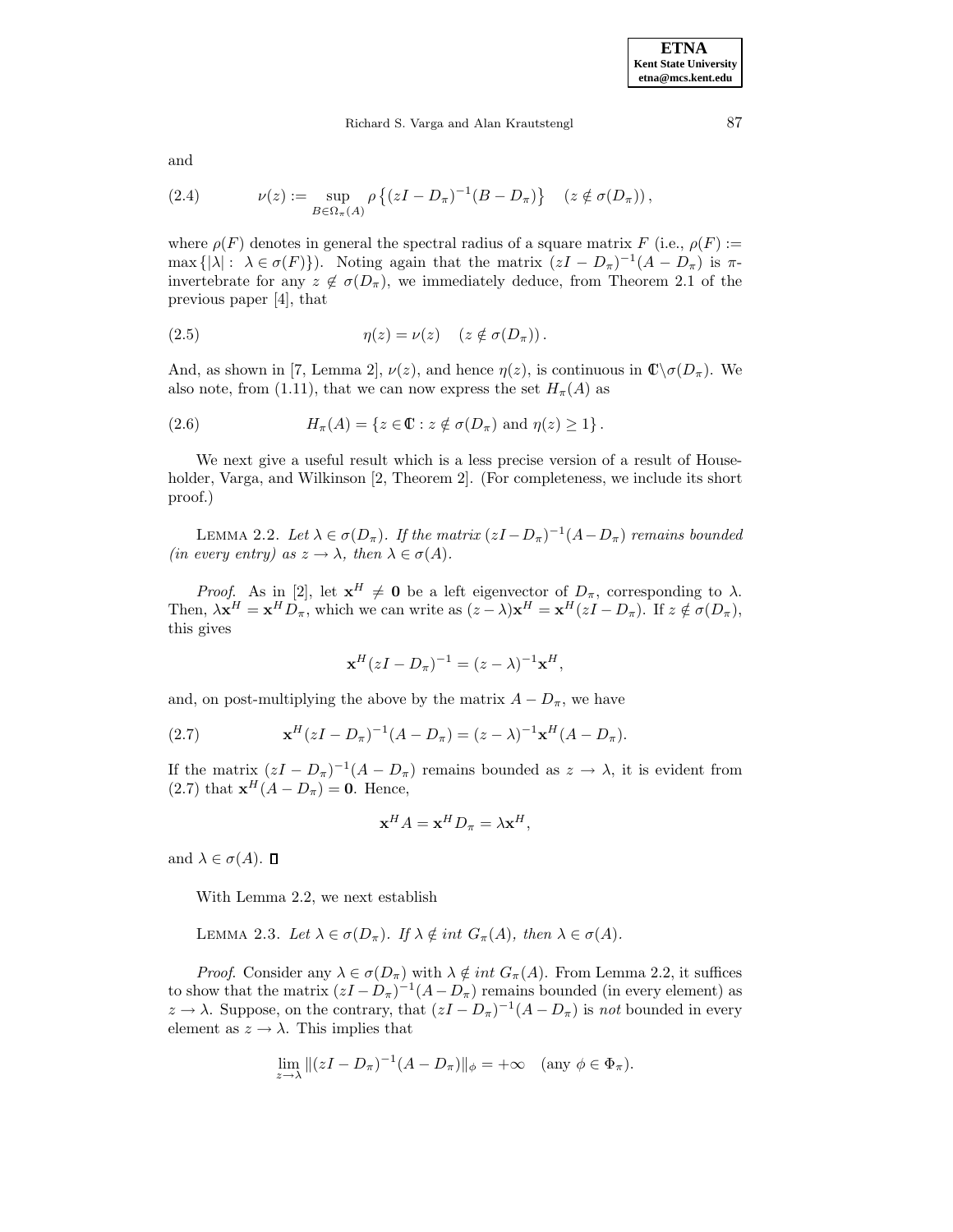and

$$\nu(z) := \sup_{B \in \Omega_\pi(A)} \rho\left\{(zI - D_\pi)^{-1}(B - D_\pi)\right\} \quad (z \notin \sigma(D_\pi)), \tag{2.4}$$

where $\rho(F)$ denotes in general the spectral radius of a square matrix $F$ (i.e., $\rho(F) := \max\{|\lambda| : \lambda \in \sigma(F)\}$). Noting again that the matrix $(zI - D_\pi)^{-1}(A - D_\pi)$ is $\pi$-invertebrate for any $z \notin \sigma(D_\pi)$, we immediately deduce, from Theorem 2.1 of the previous paper [4], that

$$\eta(z) = \nu(z) \quad (z \notin \sigma(D_\pi)). \tag{2.5}$$

And, as shown in [7, Lemma 2], $\nu(z)$, and hence $\eta(z)$, is continuous in $\mathbb{C}\backslash\sigma(D_\pi)$. We also note, from (1.11), that we can now express the set $H_\pi(A)$ as

$$H_\pi(A) = \{z \in \mathbb{C} : z \notin \sigma(D_\pi) \text{ and } \eta(z) \geq 1\}. \tag{2.6}$$

We next give a useful result which is a less precise version of a result of Householder, Varga, and Wilkinson [2, Theorem 2]. (For completeness, we include its short proof.)

LEMMA 2.2. *Let $\lambda \in \sigma(D_\pi)$. If the matrix $(zI - D_\pi)^{-1}(A - D_\pi)$ remains bounded (in every entry) as $z \to \lambda$, then $\lambda \in \sigma(A)$.*

*Proof.* As in [2], let $\mathbf{x}^H \neq \mathbf{0}$ be a left eigenvector of $D_\pi$, corresponding to $\lambda$. Then, $\lambda \mathbf{x}^H = \mathbf{x}^H D_\pi$, which we can write as $(z - \lambda)\mathbf{x}^H = \mathbf{x}^H(zI - D_\pi)$. If $z \notin \sigma(D_\pi)$, this gives

$$\mathbf{x}^H(zI - D_\pi)^{-1} = (z - \lambda)^{-1}\mathbf{x}^H,$$

and, on post-multiplying the above by the matrix $A - D_\pi$, we have

$$\mathbf{x}^H(zI - D_\pi)^{-1}(A - D_\pi) = (z - \lambda)^{-1}\mathbf{x}^H(A - D_\pi). \tag{2.7}$$

If the matrix $(zI - D_\pi)^{-1}(A - D_\pi)$ remains bounded as $z \to \lambda$, it is evident from (2.7) that $\mathbf{x}^H(A - D_\pi) = \mathbf{0}$. Hence,

$$\mathbf{x}^H A = \mathbf{x}^H D_\pi = \lambda \mathbf{x}^H,$$

and $\lambda \in \sigma(A)$. $\square$

With Lemma 2.2, we next establish

LEMMA 2.3. *Let $\lambda \in \sigma(D_\pi)$. If $\lambda \notin$ int $G_\pi(A)$, then $\lambda \in \sigma(A)$.*

*Proof.* Consider any $\lambda \in \sigma(D_\pi)$ with $\lambda \notin$ *int* $G_\pi(A)$. From Lemma 2.2, it suffices to show that the matrix $(zI - D_\pi)^{-1}(A - D_\pi)$ remains bounded (in every element) as $z \to \lambda$. Suppose, on the contrary, that $(zI - D_\pi)^{-1}(A - D_\pi)$ is *not* bounded in every element as $z \to \lambda$. This implies that

$$\lim_{z \to \lambda} \|(zI - D_\pi)^{-1}(A - D_\pi)\|_\phi = +\infty \quad (\text{any } \phi \in \Phi_\pi).$$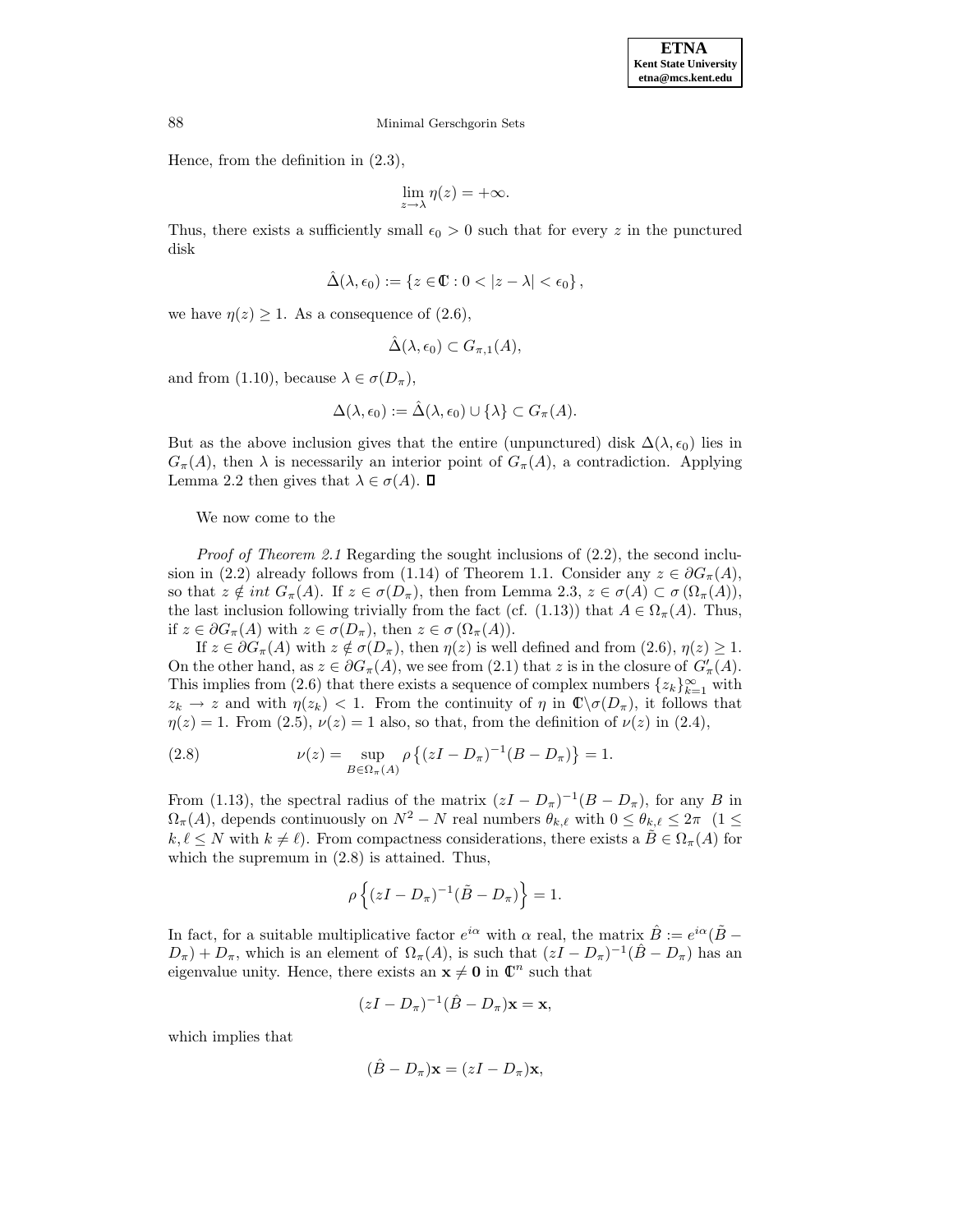Hence, from the definition in (2.3),

$$\lim_{z\to\lambda} \eta(z) = +\infty.$$

Thus, there exists a sufficiently small $\epsilon_0 > 0$ such that for every $z$ in the punctured disk

$$\hat{\Delta}(\lambda, \epsilon_0) := \{z \in \mathbb{C} : 0 < |z - \lambda| < \epsilon_0\},$$

we have $\eta(z) \geq 1$. As a consequence of (2.6),

$$\hat{\Delta}(\lambda, \epsilon_0) \subset G_{\pi,1}(A),$$

and from (1.10), because $\lambda \in \sigma(D_\pi)$,

$$\Delta(\lambda, \epsilon_0) := \hat{\Delta}(\lambda, \epsilon_0) \cup \{\lambda\} \subset G_\pi(A).$$

But as the above inclusion gives that the entire (unpunctured) disk $\Delta(\lambda, \epsilon_0)$ lies in $G_\pi(A)$, then $\lambda$ is necessarily an interior point of $G_\pi(A)$, a contradiction. Applying Lemma 2.2 then gives that $\lambda \in \sigma(A)$. □

We now come to the

*Proof of Theorem 2.1* Regarding the sought inclusions of (2.2), the second inclusion in (2.2) already follows from (1.14) of Theorem 1.1. Consider any $z \in \partial G_\pi(A)$, so that $z \notin int\ G_\pi(A)$. If $z \in \sigma(D_\pi)$, then from Lemma 2.3, $z \in \sigma(A) \subset \sigma(\Omega_\pi(A))$, the last inclusion following trivially from the fact (cf. (1.13)) that $A \in \Omega_\pi(A)$. Thus, if $z \in \partial G_\pi(A)$ with $z \in \sigma(D_\pi)$, then $z \in \sigma(\Omega_\pi(A))$.

If $z \in \partial G_\pi(A)$ with $z \notin \sigma(D_\pi)$, then $\eta(z)$ is well defined and from (2.6), $\eta(z) \geq 1$. On the other hand, as $z \in \partial G_\pi(A)$, we see from (2.1) that $z$ is in the closure of $G'_\pi(A)$. This implies from (2.6) that there exists a sequence of complex numbers $\{z_k\}_{k=1}^{\infty}$ with $z_k \to z$ and with $\eta(z_k) < 1$. From the continuity of $\eta$ in $\mathbb{C}\backslash\sigma(D_\pi)$, it follows that $\eta(z) = 1$. From (2.5), $\nu(z) = 1$ also, so that, from the definition of $\nu(z)$ in (2.4),

$$\nu(z) = \sup_{B\in\Omega_\pi(A)} \rho\left\{(zI - D_\pi)^{-1}(B - D_\pi)\right\} = 1. \tag{2.8}$$

From (1.13), the spectral radius of the matrix $(zI - D_\pi)^{-1}(B - D_\pi)$, for any $B$ in $\Omega_\pi(A)$, depends continuously on $N^2 - N$ real numbers $\theta_{k,\ell}$ with $0 \leq \theta_{k,\ell} \leq 2\pi$ $(1 \leq k, \ell \leq N$ with $k \neq \ell)$. From compactness considerations, there exists a $\tilde{B} \in \Omega_\pi(A)$ for which the supremum in (2.8) is attained. Thus,

$$\rho\left\{(zI - D_\pi)^{-1}(\tilde{B} - D_\pi)\right\} = 1.$$

In fact, for a suitable multiplicative factor $e^{i\alpha}$ with $\alpha$ real, the matrix $\hat{B} := e^{i\alpha}(\tilde{B} - D_\pi) + D_\pi$, which is an element of $\Omega_\pi(A)$, is such that $(zI - D_\pi)^{-1}(\hat{B} - D_\pi)$ has an eigenvalue unity. Hence, there exists an $\mathbf{x} \neq \mathbf{0}$ in $\mathbb{C}^n$ such that

$$(zI - D_\pi)^{-1}(\hat{B} - D_\pi)\mathbf{x} = \mathbf{x},$$

which implies that

$$(\hat{B} - D_\pi)\mathbf{x} = (zI - D_\pi)\mathbf{x},$$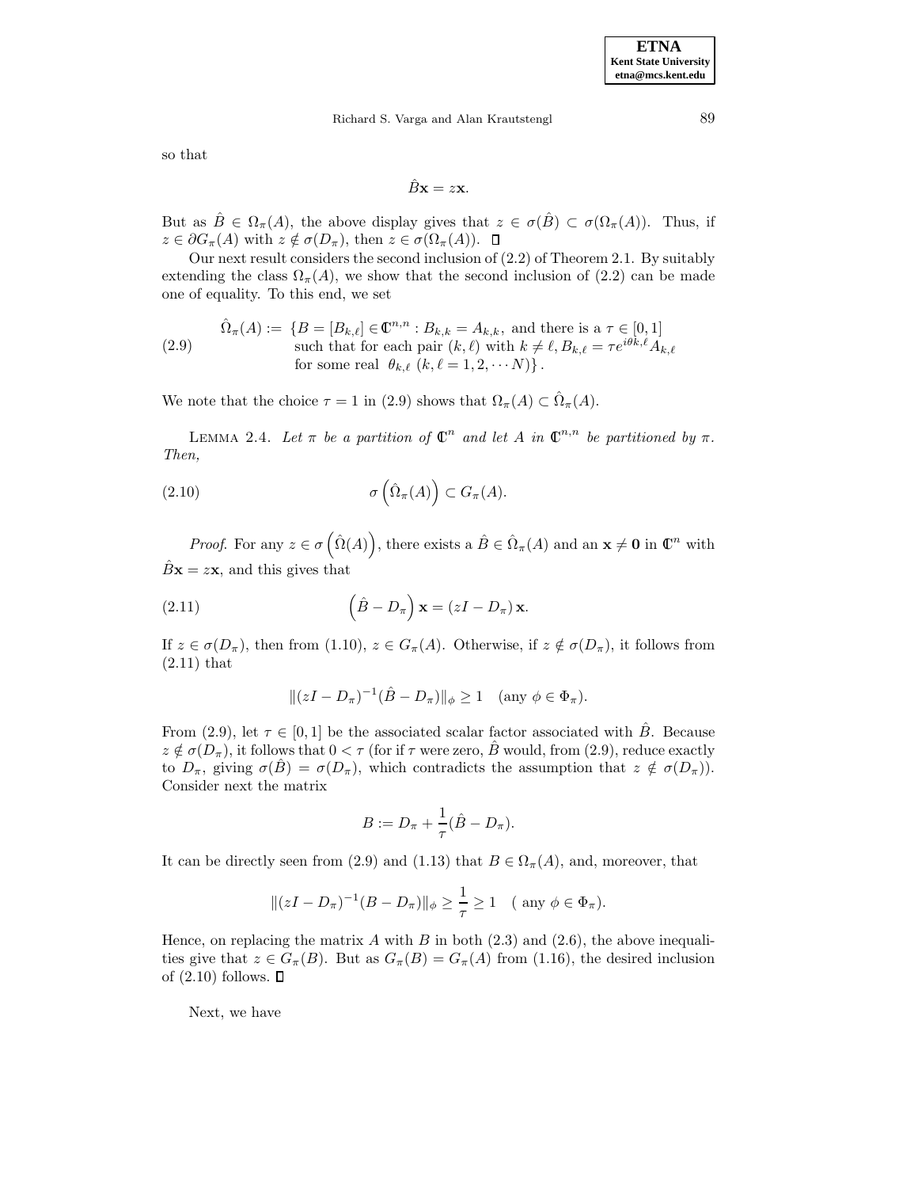so that

$$\hat{B}\mathbf{x} = z\mathbf{x}.$$

But as $\hat{B} \in \Omega_\pi(A)$, the above display gives that $z \in \sigma(\hat{B}) \subset \sigma(\Omega_\pi(A))$. Thus, if $z \in \partial G_\pi(A)$ with $z \notin \sigma(D_\pi)$, then $z \in \sigma(\Omega_\pi(A))$. $\square$

Our next result considers the second inclusion of (2.2) of Theorem 2.1. By suitably extending the class $\Omega_\pi(A)$, we show that the second inclusion of (2.2) can be made one of equality. To this end, we set

$$\begin{aligned}\hat{\Omega}_\pi(A) := \; &\{B = [B_{k,\ell}] \in \mathbb{C}^{n,n} : B_{k,k} = A_{k,k}, \text{ and there is a } \tau \in [0,1] \\ &\text{such that for each pair } (k,\ell) \text{ with } k \neq \ell, B_{k,\ell} = \tau e^{i\theta_{k,\ell}} A_{k,\ell} \\ &\text{for some real } \theta_{k,\ell} \; (k,\ell = 1,2,\cdots N)\}.\end{aligned} \tag{2.9}$$

We note that the choice $\tau = 1$ in (2.9) shows that $\Omega_\pi(A) \subset \hat{\Omega}_\pi(A)$.

Lemma 2.4. *Let $\pi$ be a partition of $\mathbb{C}^n$ and let $A$ in $\mathbb{C}^{n,n}$ be partitioned by $\pi$. Then,*

$$\sigma\left(\hat{\Omega}_\pi(A)\right) \subset G_\pi(A). \tag{2.10}$$

*Proof.* For any $z \in \sigma\left(\hat{\Omega}(A)\right)$, there exists a $\hat{B} \in \hat{\Omega}_\pi(A)$ and an $\mathbf{x} \neq \mathbf{0}$ in $\mathbb{C}^n$ with $\hat{B}\mathbf{x} = z\mathbf{x}$, and this gives that

$$\left(\hat{B} - D_\pi\right)\mathbf{x} = (zI - D_\pi)\,\mathbf{x}. \tag{2.11}$$

If $z \in \sigma(D_\pi)$, then from (1.10), $z \in G_\pi(A)$. Otherwise, if $z \notin \sigma(D_\pi)$, it follows from (2.11) that

$$\|(zI - D_\pi)^{-1}(\hat{B} - D_\pi)\|_\phi \geq 1 \quad (\text{any } \phi \in \Phi_\pi).$$

From (2.9), let $\tau \in [0,1]$ be the associated scalar factor associated with $\hat{B}$. Because $z \notin \sigma(D_\pi)$, it follows that $0 < \tau$ (for if $\tau$ were zero, $\hat{B}$ would, from (2.9), reduce exactly to $D_\pi$, giving $\sigma(\hat{B}) = \sigma(D_\pi)$, which contradicts the assumption that $z \notin \sigma(D_\pi)$). Consider next the matrix

$$B := D_\pi + \frac{1}{\tau}(\hat{B} - D_\pi).$$

It can be directly seen from (2.9) and (1.13) that $B \in \Omega_\pi(A)$, and, moreover, that

$$\|(zI - D_\pi)^{-1}(B - D_\pi)\|_\phi \geq \frac{1}{\tau} \geq 1 \quad (\text{ any } \phi \in \Phi_\pi).$$

Hence, on replacing the matrix $A$ with $B$ in both (2.3) and (2.6), the above inequalities give that $z \in G_\pi(B)$. But as $G_\pi(B) = G_\pi(A)$ from (1.16), the desired inclusion of (2.10) follows. $\square$

Next, we have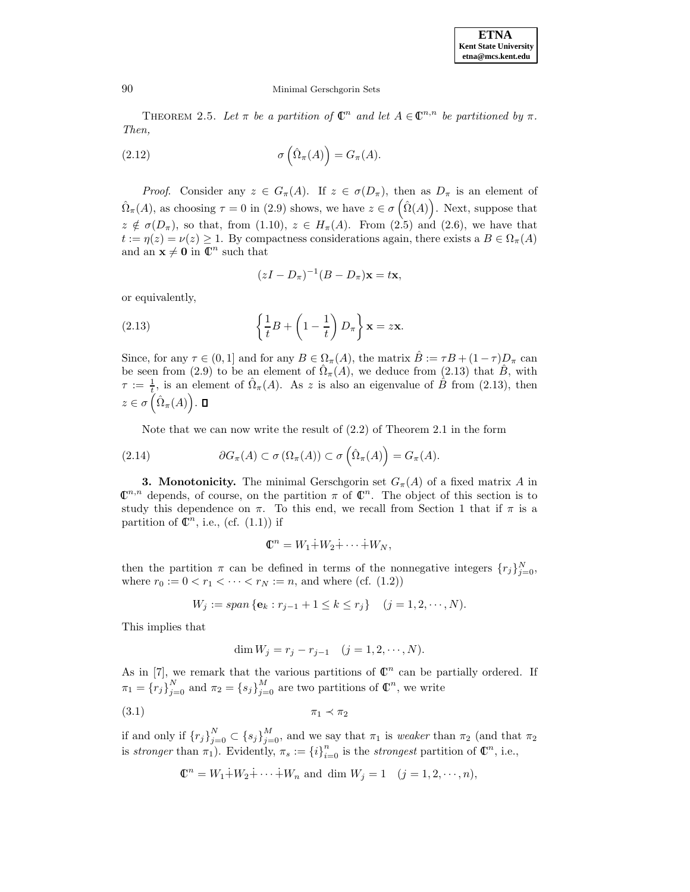THEOREM 2.5. *Let $\pi$ be a partition of $\mathbb{C}^n$ and let $A \in \mathbb{C}^{n,n}$ be partitioned by $\pi$. Then,*

$$\sigma\left(\hat{\Omega}_\pi(A)\right) = G_\pi(A). \tag{2.12}$$

*Proof.* Consider any $z \in G_\pi(A)$. If $z \in \sigma(D_\pi)$, then as $D_\pi$ is an element of $\hat{\Omega}_\pi(A)$, as choosing $\tau = 0$ in (2.9) shows, we have $z \in \sigma\left(\hat{\Omega}(A)\right)$. Next, suppose that $z \notin \sigma(D_\pi)$, so that, from (1.10), $z \in H_\pi(A)$. From (2.5) and (2.6), we have that $t := \eta(z) = \nu(z) \geq 1$. By compactness considerations again, there exists a $B \in \Omega_\pi(A)$ and an $\mathbf{x} \neq \mathbf{0}$ in $\mathbb{C}^n$ such that

$$(zI - D_\pi)^{-1}(B - D_\pi)\mathbf{x} = t\mathbf{x},$$

or equivalently,

$$\left\{\frac{1}{t}B + \left(1 - \frac{1}{t}\right)D_\pi\right\}\mathbf{x} = z\mathbf{x}. \tag{2.13}$$

Since, for any $\tau \in (0, 1]$ and for any $B \in \Omega_\pi(A)$, the matrix $\hat{B} := \tau B + (1 - \tau)D_\pi$ can be seen from (2.9) to be an element of $\hat{\Omega}_\pi(A)$, we deduce from (2.13) that $\hat{B}$, with $\tau := \frac{1}{t}$, is an element of $\hat{\Omega}_\pi(A)$. As $z$ is also an eigenvalue of $\hat{B}$ from (2.13), then $z \in \sigma\left(\hat{\Omega}_\pi(A)\right)$. ∎

Note that we can now write the result of (2.2) of Theorem 2.1 in the form

$$\partial G_\pi(A) \subset \sigma\left(\Omega_\pi(A)\right) \subset \sigma\left(\hat{\Omega}_\pi(A)\right) = G_\pi(A). \tag{2.14}$$

**3. Monotonicity.** The minimal Gerschgorin set $G_\pi(A)$ of a fixed matrix $A$ in $\mathbb{C}^{n,n}$ depends, of course, on the partition $\pi$ of $\mathbb{C}^n$. The object of this section is to study this dependence on $\pi$. To this end, we recall from Section 1 that if $\pi$ is a partition of $\mathbb{C}^n$, i.e., (cf. (1.1)) if

$$\mathbb{C}^n = W_1 \dot{+} W_2 \dot{+} \cdots \dot{+} W_N,$$

then the partition $\pi$ can be defined in terms of the nonnegative integers $\{r_j\}_{j=0}^N$, where $r_0 := 0 < r_1 < \cdots < r_N := n$, and where (cf. (1.2))

$$W_j := span\left\{\mathbf{e}_k : r_{j-1} + 1 \leq k \leq r_j\right\} \quad (j = 1, 2, \cdots, N).$$

This implies that

$$\dim W_j = r_j - r_{j-1} \quad (j = 1, 2, \cdots, N).$$

As in [7], we remark that the various partitions of $\mathbb{C}^n$ can be partially ordered. If $\pi_1 = \{r_j\}_{j=0}^N$ and $\pi_2 = \{s_j\}_{j=0}^M$ are two partitions of $\mathbb{C}^n$, we write

$$\pi_1 \prec \pi_2 \tag{3.1}$$

if and only if $\{r_j\}_{j=0}^N \subset \{s_j\}_{j=0}^M$, and we say that $\pi_1$ is *weaker* than $\pi_2$ (and that $\pi_2$ is *stronger* than $\pi_1$). Evidently, $\pi_s := \{i\}_{i=0}^n$ is the *strongest* partition of $\mathbb{C}^n$, i.e.,

$$\mathbb{C}^n = W_1 \dot{+} W_2 \dot{+} \cdots \dot{+} W_n \text{ and } \dim W_j = 1 \quad (j = 1, 2, \cdots, n),$$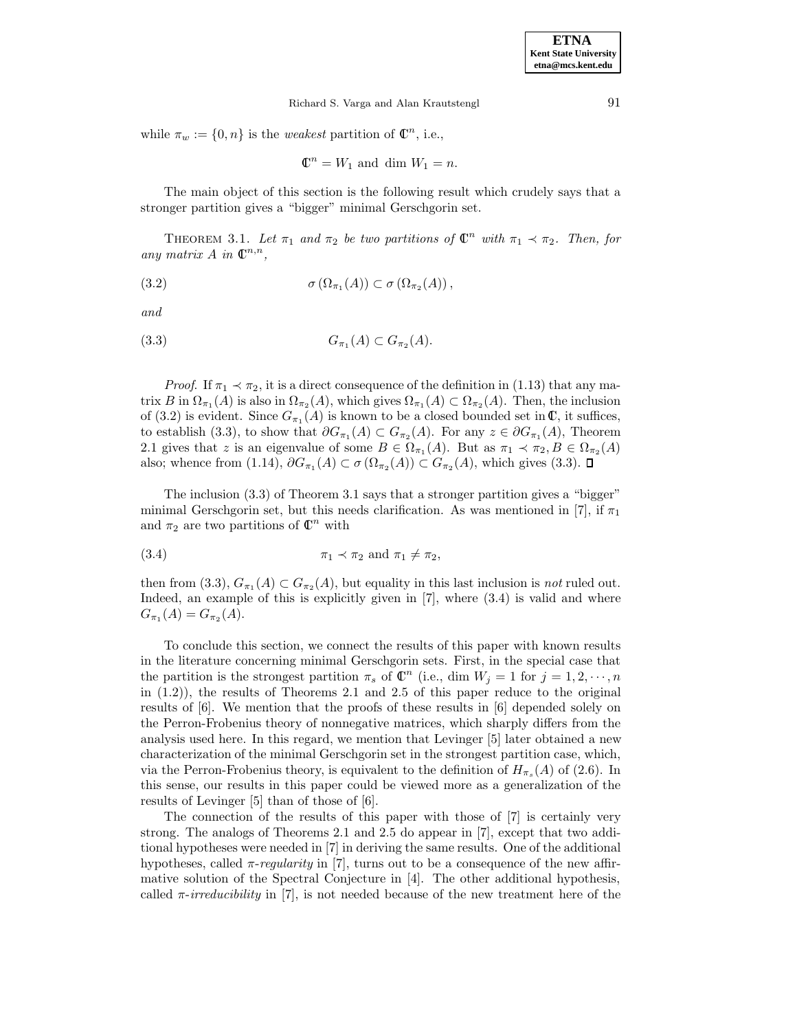while $\pi_w := \{0, n\}$ is the *weakest* partition of $\mathbb{C}^n$, i.e.,

$$\mathbb{C}^n = W_1 \text{ and } \dim W_1 = n.$$

The main object of this section is the following result which crudely says that a stronger partition gives a "bigger" minimal Gerschgorin set.

THEOREM 3.1. *Let $\pi_1$ and $\pi_2$ be two partitions of $\mathbb{C}^n$ with $\pi_1 \prec \pi_2$. Then, for any matrix $A$ in $\mathbb{C}^{n,n}$,*

$$\sigma\left(\Omega_{\pi_1}(A)\right) \subset \sigma\left(\Omega_{\pi_2}(A)\right), \tag{3.2}$$

*and*

$$G_{\pi_1}(A) \subset G_{\pi_2}(A). \tag{3.3}$$

*Proof.* If $\pi_1 \prec \pi_2$, it is a direct consequence of the definition in (1.13) that any matrix $B$ in $\Omega_{\pi_1}(A)$ is also in $\Omega_{\pi_2}(A)$, which gives $\Omega_{\pi_1}(A) \subset \Omega_{\pi_2}(A)$. Then, the inclusion of (3.2) is evident. Since $G_{\pi_1}(A)$ is known to be a closed bounded set in $\mathbb{C}$, it suffices, to establish (3.3), to show that $\partial G_{\pi_1}(A) \subset G_{\pi_2}(A)$. For any $z \in \partial G_{\pi_1}(A)$, Theorem 2.1 gives that $z$ is an eigenvalue of some $B \in \Omega_{\pi_1}(A)$. But as $\pi_1 \prec \pi_2, B \in \Omega_{\pi_2}(A)$ also; whence from (1.14), $\partial G_{\pi_1}(A) \subset \sigma\left(\Omega_{\pi_2}(A)\right) \subset G_{\pi_2}(A)$, which gives (3.3). $\square$

The inclusion (3.3) of Theorem 3.1 says that a stronger partition gives a "bigger" minimal Gerschgorin set, but this needs clarification. As was mentioned in [7], if $\pi_1$ and $\pi_2$ are two partitions of $\mathbb{C}^n$ with

$$\pi_1 \prec \pi_2 \text{ and } \pi_1 \neq \pi_2, \tag{3.4}$$

then from (3.3), $G_{\pi_1}(A) \subset G_{\pi_2}(A)$, but equality in this last inclusion is *not* ruled out. Indeed, an example of this is explicitly given in [7], where (3.4) is valid and where $G_{\pi_1}(A) = G_{\pi_2}(A)$.

To conclude this section, we connect the results of this paper with known results in the literature concerning minimal Gerschgorin sets. First, in the special case that the partition is the strongest partition $\pi_s$ of $\mathbb{C}^n$ (i.e., $\dim W_j = 1$ for $j = 1, 2, \cdots, n$ in (1.2)), the results of Theorems 2.1 and 2.5 of this paper reduce to the original results of [6]. We mention that the proofs of these results in [6] depended solely on the Perron-Frobenius theory of nonnegative matrices, which sharply differs from the analysis used here. In this regard, we mention that Levinger [5] later obtained a new characterization of the minimal Gerschgorin set in the strongest partition case, which, via the Perron-Frobenius theory, is equivalent to the definition of $H_{\pi_s}(A)$ of (2.6). In this sense, our results in this paper could be viewed more as a generalization of the results of Levinger [5] than of those of [6].

The connection of the results of this paper with those of [7] is certainly very strong. The analogs of Theorems 2.1 and 2.5 do appear in [7], except that two additional hypotheses were needed in [7] in deriving the same results. One of the additional hypotheses, called *$\pi$-regularity* in [7], turns out to be a consequence of the new affirmative solution of the Spectral Conjecture in [4]. The other additional hypothesis, called *$\pi$-irreducibility* in [7], is not needed because of the new treatment here of the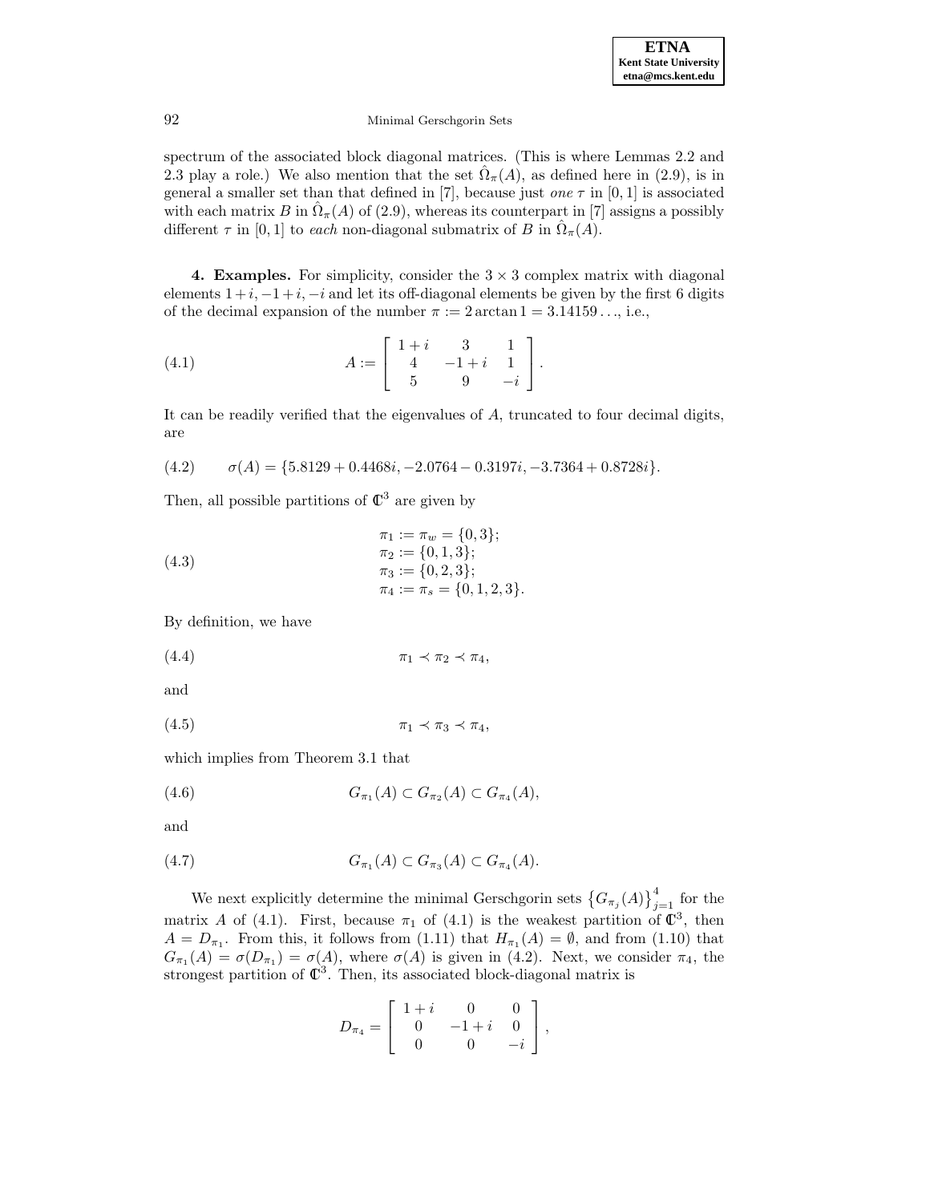spectrum of the associated block diagonal matrices. (This is where Lemmas 2.2 and 2.3 play a role.) We also mention that the set $\hat{\Omega}_\pi(A)$, as defined here in (2.9), is in general a smaller set than that defined in [7], because just *one* $\tau$ in $[0,1]$ is associated with each matrix $B$ in $\hat{\Omega}_\pi(A)$ of (2.9), whereas its counterpart in [7] assigns a possibly different $\tau$ in $[0,1]$ to *each* non-diagonal submatrix of $B$ in $\hat{\Omega}_\pi(A)$.

**4. Examples.** For simplicity, consider the $3 \times 3$ complex matrix with diagonal elements $1+i, -1+i, -i$ and let its off-diagonal elements be given by the first 6 digits of the decimal expansion of the number $\pi := 2\arctan 1 = 3.14159\ldots$, i.e.,

$$A := \begin{bmatrix} 1+i & 3 & 1 \\ 4 & -1+i & 1 \\ 5 & 9 & -i \end{bmatrix}. \tag{4.1}$$

It can be readily verified that the eigenvalues of $A$, truncated to four decimal digits, are

$$\sigma(A) = \{5.8129 + 0.4468i, -2.0764 - 0.3197i, -3.7364 + 0.8728i\}. \tag{4.2}$$

Then, all possible partitions of $\mathbb{C}^3$ are given by

$$\begin{aligned} \pi_1 &:= \pi_w = \{0,3\}; \\ \pi_2 &:= \{0,1,3\}; \\ \pi_3 &:= \{0,2,3\}; \\ \pi_4 &:= \pi_s = \{0,1,2,3\}. \end{aligned} \tag{4.3}$$

By definition, we have

$$\pi_1 \prec \pi_2 \prec \pi_4, \tag{4.4}$$

and

$$\pi_1 \prec \pi_3 \prec \pi_4, \tag{4.5}$$

which implies from Theorem 3.1 that

$$G_{\pi_1}(A) \subset G_{\pi_2}(A) \subset G_{\pi_4}(A), \tag{4.6}$$

and

$$G_{\pi_1}(A) \subset G_{\pi_3}(A) \subset G_{\pi_4}(A). \tag{4.7}$$

We next explicitly determine the minimal Gerschgorin sets $\left\{G_{\pi_j}(A)\right\}_{j=1}^{4}$ for the matrix $A$ of (4.1). First, because $\pi_1$ of (4.1) is the weakest partition of $\mathbb{C}^3$, then $A = D_{\pi_1}$. From this, it follows from (1.11) that $H_{\pi_1}(A) = \emptyset$, and from (1.10) that $G_{\pi_1}(A) = \sigma(D_{\pi_1}) = \sigma(A)$, where $\sigma(A)$ is given in (4.2). Next, we consider $\pi_4$, the strongest partition of $\mathbb{C}^3$. Then, its associated block-diagonal matrix is

$$D_{\pi_4} = \begin{bmatrix} 1+i & 0 & 0 \\ 0 & -1+i & 0 \\ 0 & 0 & -i \end{bmatrix},$$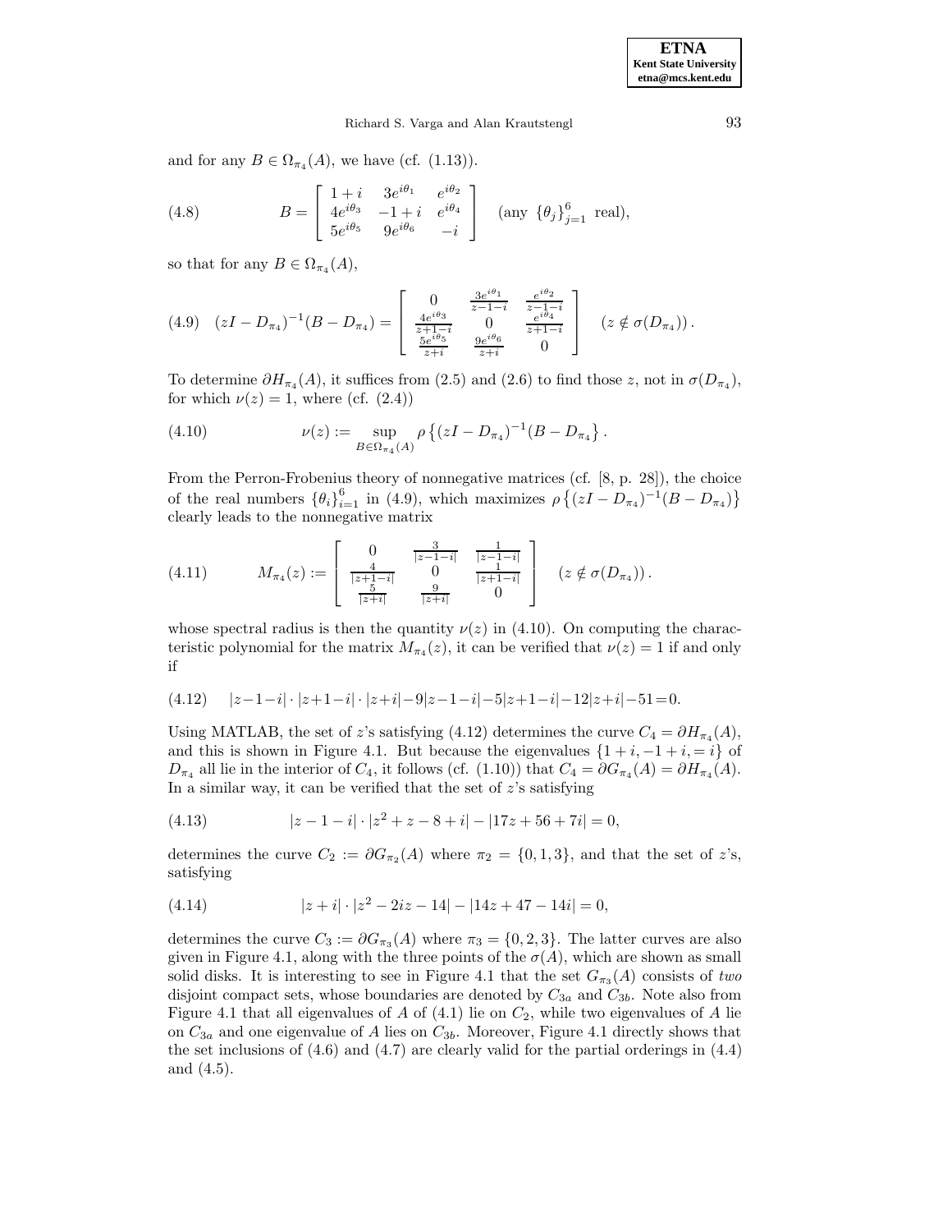and for any $B \in \Omega_{\pi_4}(A)$, we have (cf. (1.13)).

$$
B = \begin{bmatrix} 1+i & 3e^{i\theta_1} & e^{i\theta_2} \\ 4e^{i\theta_3} & -1+i & e^{i\theta_4} \\ 5e^{i\theta_5} & 9e^{i\theta_6} & -i \end{bmatrix} \quad (\text{any } \{\theta_j\}_{j=1}^{6} \text{ real}), \tag{4.8}
$$

so that for any $B \in \Omega_{\pi_4}(A)$,

$$
(zI - D_{\pi_4})^{-1}(B - D_{\pi_4}) = \begin{bmatrix} 0 & \frac{3e^{i\theta_1}}{z-1-i} & \frac{e^{i\theta_2}}{z-1-i} \\ \frac{4e^{i\theta_3}}{z+1-i} & 0 & \frac{e^{i\theta_4}}{z+1-i} \\ \frac{5e^{i\theta_5}}{z+i} & \frac{9e^{i\theta_6}}{z+i} & 0 \end{bmatrix} \quad (z \notin \sigma(D_{\pi_4})). \tag{4.9}
$$

To determine $\partial H_{\pi_4}(A)$, it suffices from (2.5) and (2.6) to find those $z$, not in $\sigma(D_{\pi_4})$, for which $\nu(z) = 1$, where (cf. (2.4))

$$
\nu(z) := \sup_{B \in \Omega_{\pi_4}(A)} \rho\left\{(zI - D_{\pi_4})^{-1}(B - D_{\pi_4}\right\}. \tag{4.10}
$$

From the Perron-Frobenius theory of nonnegative matrices (cf. [8, p. 28]), the choice of the real numbers $\{\theta_i\}_{i=1}^{6}$ in (4.9), which maximizes $\rho\left\{(zI - D_{\pi_4})^{-1}(B - D_{\pi_4})\right\}$ clearly leads to the nonnegative matrix

$$
M_{\pi_4}(z) := \begin{bmatrix} 0 & \frac{3}{|z-1-i|} & \frac{1}{|z-1-i|} \\ \frac{4}{|z+1-i|} & 0 & \frac{1}{|z+1-i|} \\ \frac{5}{|z+i|} & \frac{9}{|z+i|} & 0 \end{bmatrix} \quad (z \notin \sigma(D_{\pi_4})). \tag{4.11}
$$

whose spectral radius is then the quantity $\nu(z)$ in (4.10). On computing the characteristic polynomial for the matrix $M_{\pi_4}(z)$, it can be verified that $\nu(z) = 1$ if and only if

$$
|z-1-i| \cdot |z+1-i| \cdot |z+i| - 9|z-1-i| - 5|z+1-i| - 12|z+i| - 51 = 0. \tag{4.12}
$$

Using MATLAB, the set of $z$'s satisfying (4.12) determines the curve $C_4 = \partial H_{\pi_4}(A)$, and this is shown in Figure 4.1. But because the eigenvalues $\{1+i, -1+i, = i\}$ of $D_{\pi_4}$ all lie in the interior of $C_4$, it follows (cf. (1.10)) that $C_4 = \partial G_{\pi_4}(A) = \partial H_{\pi_4}(A)$. In a similar way, it can be verified that the set of $z$'s satisfying

$$
|z - 1 - i| \cdot |z^2 + z - 8 + i| - |17z + 56 + 7i| = 0, \tag{4.13}
$$

determines the curve $C_2 := \partial G_{\pi_2}(A)$ where $\pi_2 = \{0, 1, 3\}$, and that the set of $z$'s, satisfying

$$
|z + i| \cdot |z^2 - 2iz - 14| - |14z + 47 - 14i| = 0, \tag{4.14}
$$

determines the curve $C_3 := \partial G_{\pi_3}(A)$ where $\pi_3 = \{0, 2, 3\}$. The latter curves are also given in Figure 4.1, along with the three points of the $\sigma(A)$, which are shown as small solid disks. It is interesting to see in Figure 4.1 that the set $G_{\pi_3}(A)$ consists of *two* disjoint compact sets, whose boundaries are denoted by $C_{3a}$ and $C_{3b}$. Note also from Figure 4.1 that all eigenvalues of $A$ of (4.1) lie on $C_2$, while two eigenvalues of $A$ lie on $C_{3a}$ and one eigenvalue of $A$ lies on $C_{3b}$. Moreover, Figure 4.1 directly shows that the set inclusions of (4.6) and (4.7) are clearly valid for the partial orderings in (4.4) and (4.5).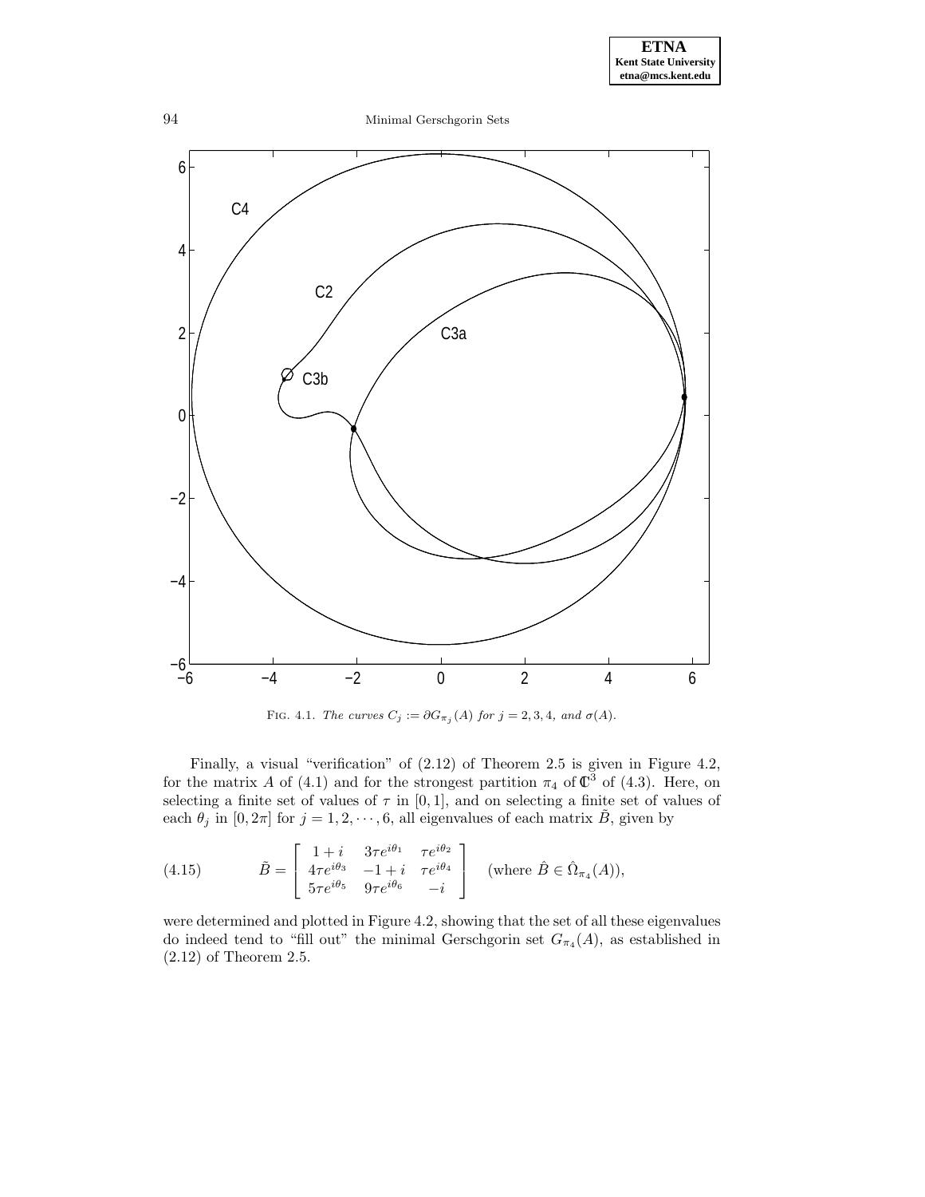FIG. 4.1. *The curves $C_j := \partial G_{\pi_j}(A)$ for $j = 2, 3, 4$, and $\sigma(A)$.*

Finally, a visual "verification" of (2.12) of Theorem 2.5 is given in Figure 4.2, for the matrix $A$ of (4.1) and for the strongest partition $\pi_4$ of $\mathbb{C}^3$ of (4.3). Here, on selecting a finite set of values of $\tau$ in $[0, 1]$, and on selecting a finite set of values of each $\theta_j$ in $[0, 2\pi]$ for $j = 1, 2, \cdots, 6$, all eigenvalues of each matrix $\tilde{B}$, given by

$$
\tilde{B} = \begin{bmatrix} 1+i & 3\tau e^{i\theta_1} & \tau e^{i\theta_2} \\ 4\tau e^{i\theta_3} & -1+i & \tau e^{i\theta_4} \\ 5\tau e^{i\theta_5} & 9\tau e^{i\theta_6} & -i \end{bmatrix} \quad (\text{where } \hat{B} \in \hat{\Omega}_{\pi_4}(A)), \tag{4.15}
$$

were determined and plotted in Figure 4.2, showing that the set of all these eigenvalues do indeed tend to "fill out" the minimal Gerschgorin set $G_{\pi_4}(A)$, as established in (2.12) of Theorem 2.5.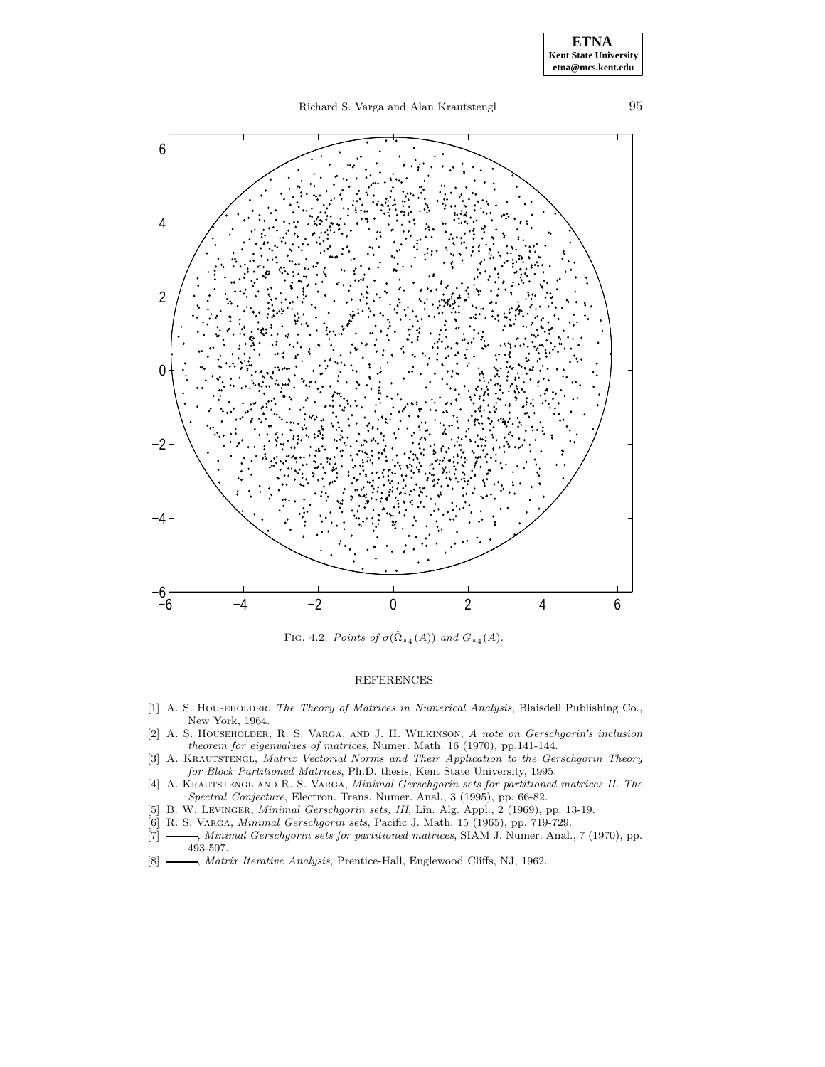6

4

2

0

−2

−4

−6

−6 −4 −2 0 2 4 6

FIG. 4.2. *Points of* $\sigma(\hat{\Omega}_{\pi_4}(A))$ *and* $G_{\pi_4}(A)$.

## REFERENCES

[1] A. S. HOUSEHOLDER, *The Theory of Matrices in Numerical Analysis*, Blaisdell Publishing Co., New York, 1964.

[2] A. S. HOUSEHOLDER, R. S. VARGA, AND J. H. WILKINSON, *A note on Gerschgorin's inclusion theorem for eigenvalues of matrices*, Numer. Math. 16 (1970), pp.141-144.

[3] A. KRAUTSTENGL, *Matrix Vectorial Norms and Their Application to the Gerschgorin Theory for Block Partitioned Matrices*, Ph.D. thesis, Kent State University, 1995.

[4] A. KRAUTSTENGL AND R. S. VARGA, *Minimal Gerschgorin sets for partitioned matrices II. The Spectral Conjecture*, Electron. Trans. Numer. Anal., 3 (1995), pp. 66-82.

[5] B. W. LEVINGER, *Minimal Gerschgorin sets, III*, Lin. Alg. Appl., 2 (1969), pp. 13-19.

[6] R. S. VARGA, *Minimal Gerschgorin sets*, Pacific J. Math. 15 (1965), pp. 719-729.

[7] ———, *Minimal Gerschgorin sets for partitioned matrices*, SIAM J. Numer. Anal., 7 (1970), pp. 493-507.

[8] ———, *Matrix Iterative Analysis*, Prentice-Hall, Englewood Cliffs, NJ, 1962.